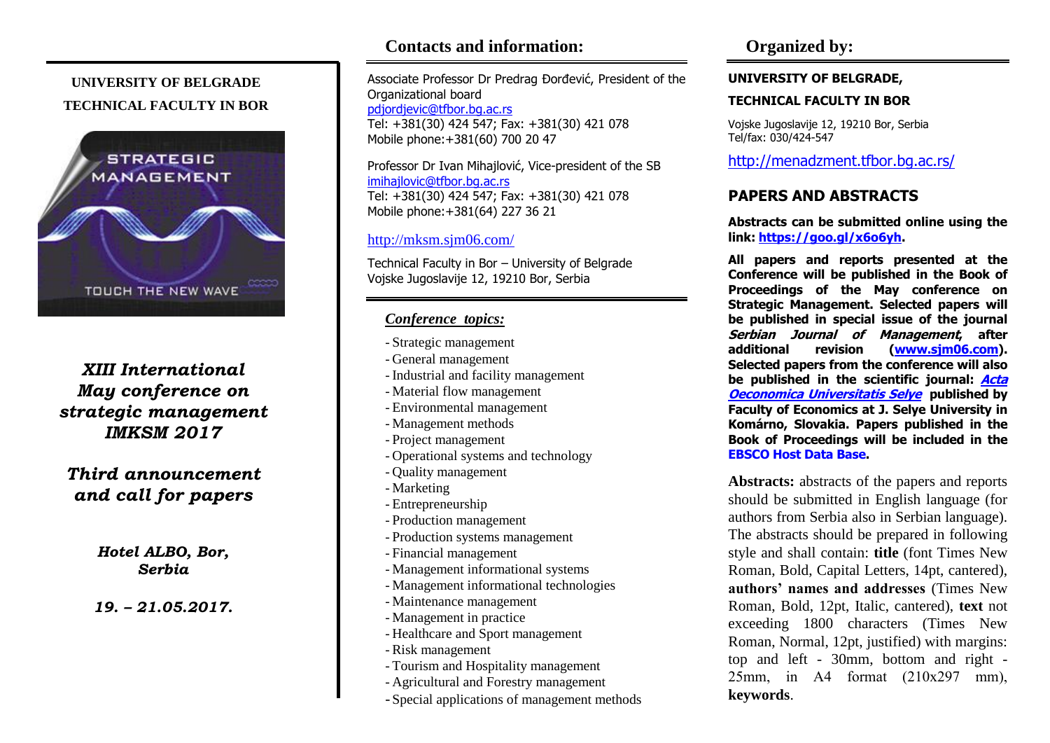**UNIVERSITY OF BELGRADE**
**TECHNICAL FACULTY IN BOR**

STRATEGIC MANAGEMENT

TOUCH THE NEW WAVE

# *XIII International May conference on strategic management IMKSM 2017*

## *Third announcement and call for papers*

***Hotel ALBO, Bor, Serbia***

***19. – 21.05.2017.***

## Contacts and information:

Associate Professor Dr Predrag Đorđević, President of the Organizational board
pdjordjevic@tfbor.bg.ac.rs
Tel: +381(30) 424 547; Fax: +381(30) 421 078
Mobile phone:+381(60) 700 20 47

Professor Dr Ivan Mihajlović, Vice-president of the SB
imihajlovic@tfbor.bg.ac.rs
Tel: +381(30) 424 547; Fax: +381(30) 421 078
Mobile phone:+381(64) 227 36 21

http://mksm.sjm06.com/

Technical Faculty in Bor – University of Belgrade
Vojske Jugoslavije 12, 19210 Bor, Serbia

### *Conference topics:*

- Strategic management
- General management
- Industrial and facility management
- Material flow management
- Environmental management
- Management methods
- Project management
- Operational systems and technology
- Quality management
- Marketing
- Entrepreneurship
- Production management
- Production systems management
- Financial management
- Management informational systems
- Management informational technologies
- Maintenance management
- Management in practice
- Healthcare and Sport management
- Risk management
- Tourism and Hospitality management
- Agricultural and Forestry management
- Special applications of management methods

## Organized by:

**UNIVERSITY OF BELGRADE,**

**TECHNICAL FACULTY IN BOR**

Vojske Jugoslavije 12, 19210 Bor, Serbia
Tel/fax: 030/424-547

http://menadzment.tfbor.bg.ac.rs/

## PAPERS AND ABSTRACTS

**Abstracts can be submitted online using the link: https://goo.gl/x6o6yh.**

**All papers and reports presented at the Conference will be published in the Book of Proceedings of the May conference on Strategic Management. Selected papers will be published in special issue of the journal *Serbian Journal of Management*, after additional revision (www.sjm06.com). Selected papers from the conference will also be published in the scientific journal: *Acta Oeconomica Universitatis Selye* published by Faculty of Economics at J. Selye University in Komárno, Slovakia. Papers published in the Book of Proceedings will be included in the EBSCO Host Data Base.**

**Abstracts:** abstracts of the papers and reports should be submitted in English language (for authors from Serbia also in Serbian language). The abstracts should be prepared in following style and shall contain: **title** (font Times New Roman, Bold, Capital Letters, 14pt, cantered), **authors' names and addresses** (Times New Roman, Bold, 12pt, Italic, cantered), **text** not exceeding 1800 characters (Times New Roman, Normal, 12pt, justified) with margins: top and left - 30mm, bottom and right - 25mm, in A4 format (210x297 mm), **keywords**.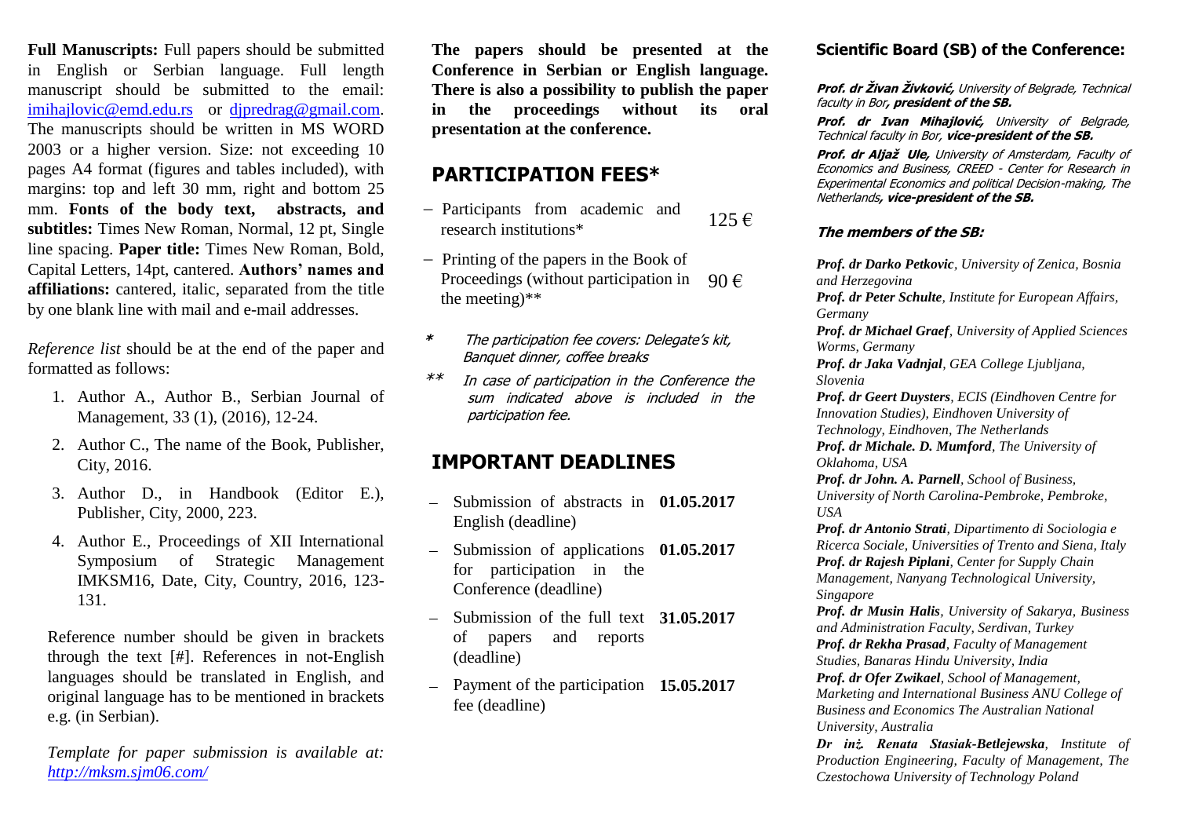**Full Manuscripts:** Full papers should be submitted in English or Serbian language. Full length manuscript should be submitted to the email: imihajlovic@emd.edu.rs or djpredrag@gmail.com. The manuscripts should be written in MS WORD 2003 or a higher version. Size: not exceeding 10 pages A4 format (figures and tables included), with margins: top and left 30 mm, right and bottom 25 mm. **Fonts of the body text, abstracts, and subtitles:** Times New Roman, Normal, 12 pt, Single line spacing. **Paper title:** Times New Roman, Bold, Capital Letters, 14pt, cantered. **Authors' names and affiliations:** cantered, italic, separated from the title by one blank line with mail and e-mail addresses.

*Reference list* should be at the end of the paper and formatted as follows:

1. Author A., Author B., Serbian Journal of Management, 33 (1), (2016), 12-24.
2. Author C., The name of the Book, Publisher, City, 2016.
3. Author D., in Handbook (Editor E.), Publisher, City, 2000, 223.
4. Author E., Proceedings of XII International Symposium of Strategic Management IMKSM16, Date, City, Country, 2016, 123-131.

Reference number should be given in brackets through the text [#]. References in not-English languages should be translated in English, and original language has to be mentioned in brackets e.g. (in Serbian).

*Template for paper submission is available at: http://mksm.sjm06.com/*

**The papers should be presented at the Conference in Serbian or English language. There is also a possibility to publish the paper in the proceedings without its oral presentation at the conference.**

## PARTICIPATION FEES*

- Participants from academic and research institutions* — 125 €
- Printing of the papers in the Book of Proceedings (without participation in the meeting)** — 90 €

\* *The participation fee covers: Delegate's kit, Banquet dinner, coffee breaks*

\*\* *In case of participation in the Conference the sum indicated above is included in the participation fee.*

## IMPORTANT DEADLINES

- Submission of abstracts in English (deadline) — **01.05.2017**
- Submission of applications for participation in the Conference (deadline) — **01.05.2017**
- Submission of the full text of papers and reports (deadline) — **31.05.2017**
- Payment of the participation fee (deadline) — **15.05.2017**

### Scientific Board (SB) of the Conference:

***Prof. dr Živan Živković,*** *University of Belgrade, Technical faculty in Bor, **president of the SB.***

***Prof. dr Ivan Mihajlović,*** *University of Belgrade, Technical faculty in Bor, **vice-president of the SB.***

***Prof. dr Aljaž Ule,*** *University of Amsterdam, Faculty of Economics and Business, CREED - Center for Research in Experimental Economics and political Decision-making, The Netherlands, **vice-president of the SB.***

#### The members of the SB:

***Prof. dr Darko Petkovic**, University of Zenica, Bosnia and Herzegovina*
***Prof. dr Peter Schulte**, Institute for European Affairs, Germany*
***Prof. dr Michael Graef**, University of Applied Sciences Worms, Germany*
***Prof. dr Jaka Vadnjal**, GEA College Ljubljana, Slovenia*
***Prof. dr Geert Duysters**, ECIS (Eindhoven Centre for Innovation Studies), Eindhoven University of Technology, Eindhoven, The Netherlands*
***Prof. dr Michale. D. Mumford**, The University of Oklahoma, USA*
***Prof. dr John. A. Parnell**, School of Business, University of North Carolina-Pembroke, Pembroke, USA*
***Prof. dr Antonio Strati**, Dipartimento di Sociologia e Ricerca Sociale, Universities of Trento and Siena, Italy*
***Prof. dr Rajesh Piplani**, Center for Supply Chain Management, Nanyang Technological University, Singapore*
***Prof. dr Musin Halis**, University of Sakarya, Business and Administration Faculty, Serdivan, Turkey*
***Prof. dr Rekha Prasad**, Faculty of Management Studies, Banaras Hindu University, India*
***Prof. dr Ofer Zwikael**, School of Management, Marketing and International Business ANU College of Business and Economics The Australian National University, Australia*
***Dr inż. Renata Stasiak-Betlejewska**, Institute of Production Engineering, Faculty of Management, The Czestochowa University of Technology Poland*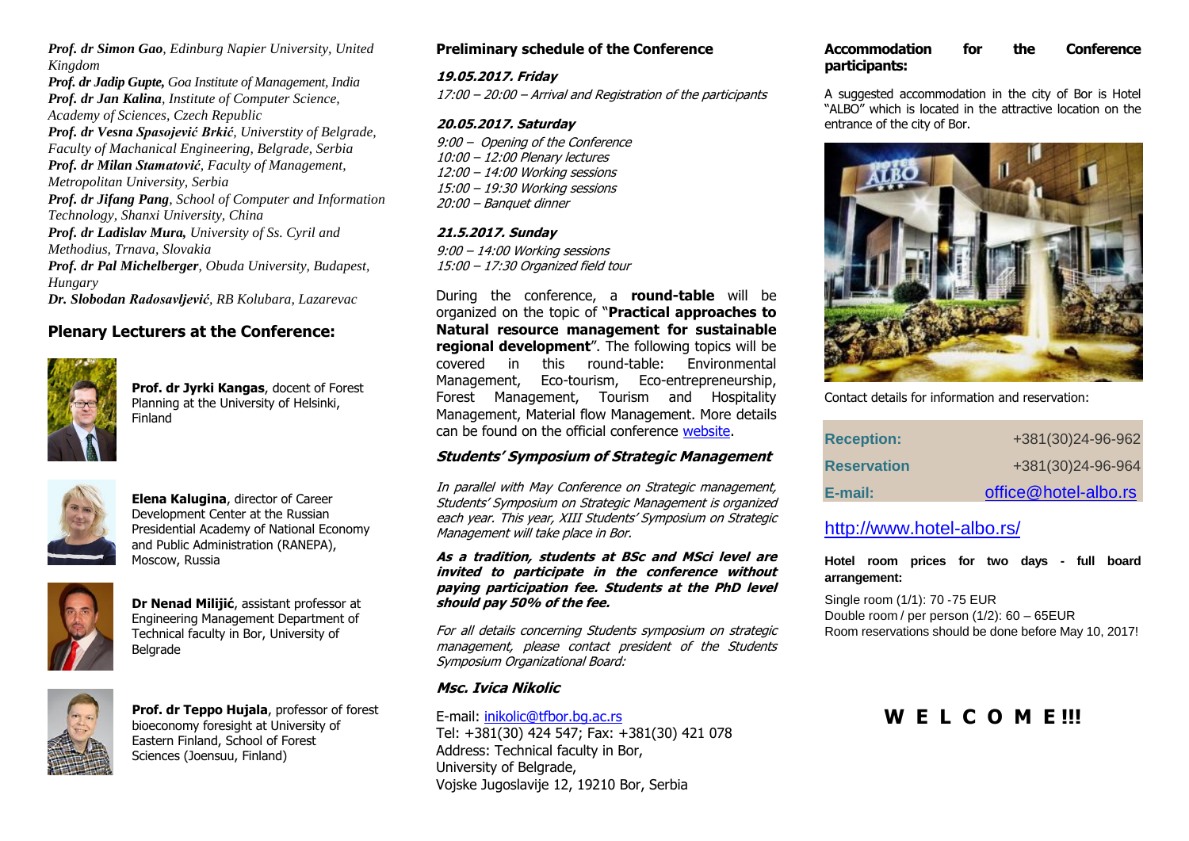***Prof. dr Simon Gao**, Edinburg Napier University, United Kingdom*
***Prof. dr Jadip Gupte,** Goa Institute of Management, India*
***Prof. dr Jan Kalina**, Institute of Computer Science, Academy of Sciences, Czech Republic*
***Prof. dr Vesna Spasojević Brkić**, Universtity of Belgrade, Faculty of Machanical Engineering, Belgrade, Serbia*
***Prof. dr Milan Stamatović**, Faculty of Management, Metropolitan University, Serbia*
***Prof. dr Jifang Pang**, School of Computer and Information Technology, Shanxi University, China*
***Prof. dr Ladislav Mura,** University of Ss. Cyril and Methodius, Trnava, Slovakia*
***Prof. dr Pal Michelberger**, Obuda University, Budapest, Hungary*
***Dr. Slobodan Radosavljević**, RB Kolubara, Lazarevac*

## Plenary Lecturers at the Conference:

**Prof. dr Jyrki Kangas**, docent of Forest Planning at the University of Helsinki, Finland

**Elena Kalugina**, director of Career Development Center at the Russian Presidential Academy of National Economy and Public Administration (RANEPA), Moscow, Russia

**Dr Nenad Milijić**, assistant professor at Engineering Management Department of Technical faculty in Bor, University of Belgrade

**Prof. dr Teppo Hujala**, professor of forest bioeconomy foresight at University of Eastern Finland, School of Forest Sciences (Joensuu, Finland)

## Preliminary schedule of the Conference

***19.05.2017. Friday***

*17:00 – 20:00 – Arrival and Registration of the participants*

***20.05.2017. Saturday***

*9:00 – Opening of the Conference*
*10:00 – 12:00 Plenary lectures*
*12:00 – 14:00 Working sessions*
*15:00 – 19:30 Working sessions*
*20:00 – Banquet dinner*

***21.5.2017. Sunday***

*9:00 – 14:00 Working sessions*
*15:00 – 17:30 Organized field tour*

During the conference, a **round-table** will be organized on the topic of "**Practical approaches to Natural resource management for sustainable regional development**". The following topics will be covered in this round-table: Environmental Management, Eco-tourism, Eco-entrepreneurship, Forest Management, Tourism and Hospitality Management, Material flow Management. More details can be found on the official conference website.

### *Students' Symposium of Strategic Management*

*In parallel with May Conference on Strategic management, Students' Symposium on Strategic Management is organized each year. This year, XIII Students' Symposium on Strategic Management will take place in Bor.*

***As a tradition, students at BSc and MSci level are invited to participate in the conference without paying participation fee. Students at the PhD level should pay 50% of the fee.***

*For all details concerning Students symposium on strategic management, please contact president of the Students Symposium Organizational Board:*

***Msc. Ivica Nikolic***

E-mail: inikolic@tfbor.bg.ac.rs
Tel: +381(30) 424 547; Fax: +381(30) 421 078
Address: Technical faculty in Bor,
University of Belgrade,
Vojske Jugoslavije 12, 19210 Bor, Serbia

## Accommodation for the Conference participants:

A suggested accommodation in the city of Bor is Hotel "ALBO" which is located in the attractive location on the entrance of the city of Bor.

Contact details for information and reservation:

| | |
|---|---|
| **Reception:** | +381(30)24-96-962 |
| **Reservation** | +381(30)24-96-964 |
| **E-mail:** | office@hotel-albo.rs |

http://www.hotel-albo.rs/

**Hotel room prices for two days - full board arrangement:**

Single room (1/1): 70 -75 EUR
Double room / per person (1/2): 60 – 65EUR
Room reservations should be done before May 10, 2017!

# W E L C O M E !!!